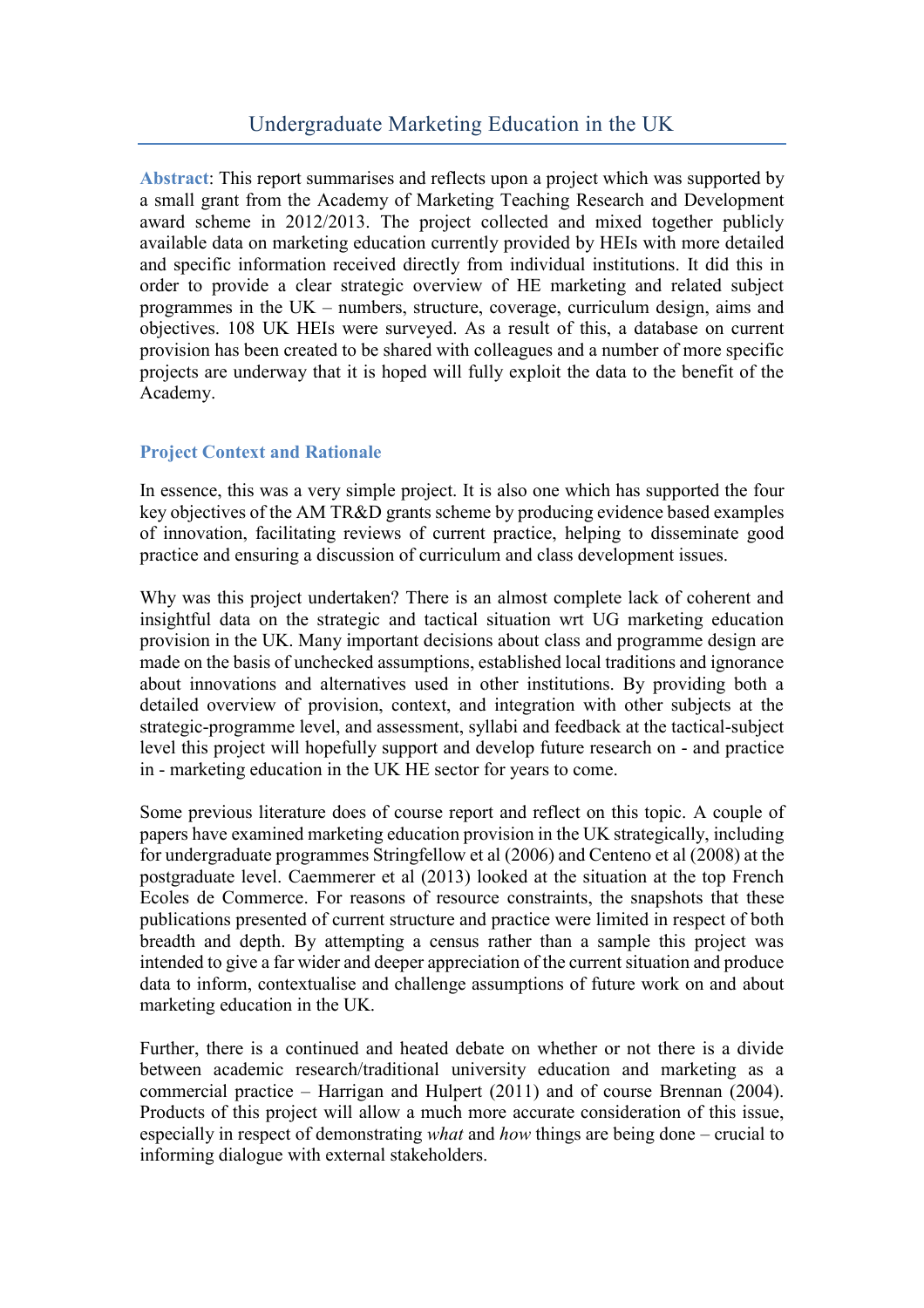# Undergraduate Marketing Education in the UK

**Abstract**: This report summarises and reflects upon a project which was supported by a small grant from the Academy of Marketing Teaching Research and Development award scheme in 2012/2013. The project collected and mixed together publicly available data on marketing education currently provided by HEIs with more detailed and specific information received directly from individual institutions. It did this in order to provide a clear strategic overview of HE marketing and related subject programmes in the UK – numbers, structure, coverage, curriculum design, aims and objectives. 108 UK HEIs were surveyed. As a result of this, a database on current provision has been created to be shared with colleagues and a number of more specific projects are underway that it is hoped will fully exploit the data to the benefit of the Academy.

## Project Context and Rationale

In essence, this was a very simple project. It is also one which has supported the four key objectives of the AM TR&D grants scheme by producing evidence based examples of innovation, facilitating reviews of current practice, helping to disseminate good practice and ensuring a discussion of curriculum and class development issues.

Why was this project undertaken? There is an almost complete lack of coherent and insightful data on the strategic and tactical situation wrt UG marketing education provision in the UK. Many important decisions about class and programme design are made on the basis of unchecked assumptions, established local traditions and ignorance about innovations and alternatives used in other institutions. By providing both a detailed overview of provision, context, and integration with other subjects at the strategic-programme level, and assessment, syllabi and feedback at the tactical-subject level this project will hopefully support and develop future research on - and practice in - marketing education in the UK HE sector for years to come.

Some previous literature does of course report and reflect on this topic. A couple of papers have examined marketing education provision in the UK strategically, including for undergraduate programmes Stringfellow et al (2006) and Centeno et al (2008) at the postgraduate level. Caemmerer et al (2013) looked at the situation at the top French Ecoles de Commerce. For reasons of resource constraints, the snapshots that these publications presented of current structure and practice were limited in respect of both breadth and depth. By attempting a census rather than a sample this project was intended to give a far wider and deeper appreciation of the current situation and produce data to inform, contextualise and challenge assumptions of future work on and about marketing education in the UK.

Further, there is a continued and heated debate on whether or not there is a divide between academic research/traditional university education and marketing as a commercial practice – Harrigan and Hulpert (2011) and of course Brennan (2004). Products of this project will allow a much more accurate consideration of this issue, especially in respect of demonstrating *what* and *how* things are being done – crucial to informing dialogue with external stakeholders.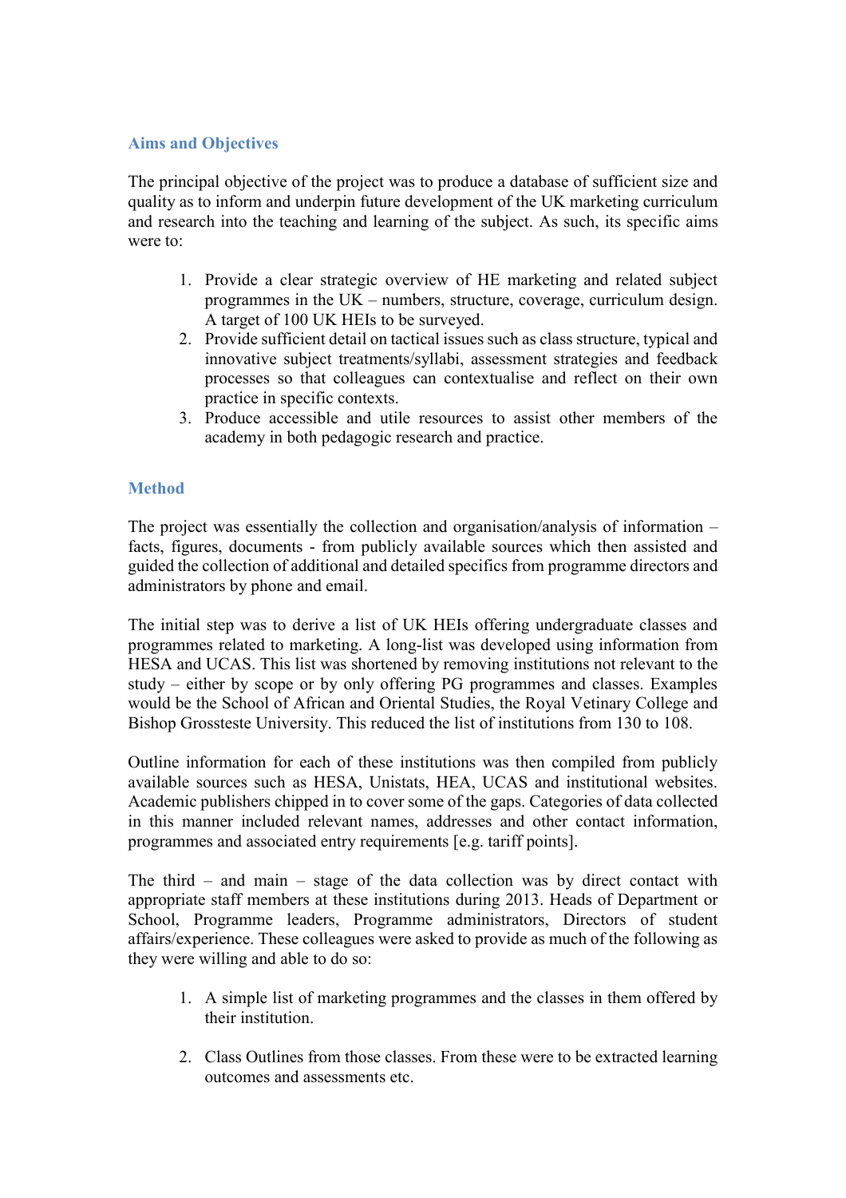## Aims and Objectives

The principal objective of the project was to produce a database of sufficient size and quality as to inform and underpin future development of the UK marketing curriculum and research into the teaching and learning of the subject. As such, its specific aims were to:

1. Provide a clear strategic overview of HE marketing and related subject programmes in the UK – numbers, structure, coverage, curriculum design. A target of 100 UK HEIs to be surveyed.
2. Provide sufficient detail on tactical issues such as class structure, typical and innovative subject treatments/syllabi, assessment strategies and feedback processes so that colleagues can contextualise and reflect on their own practice in specific contexts.
3. Produce accessible and utile resources to assist other members of the academy in both pedagogic research and practice.

## Method

The project was essentially the collection and organisation/analysis of information – facts, figures, documents - from publicly available sources which then assisted and guided the collection of additional and detailed specifics from programme directors and administrators by phone and email.

The initial step was to derive a list of UK HEIs offering undergraduate classes and programmes related to marketing. A long-list was developed using information from HESA and UCAS. This list was shortened by removing institutions not relevant to the study – either by scope or by only offering PG programmes and classes. Examples would be the School of African and Oriental Studies, the Royal Vetinary College and Bishop Grossteste University. This reduced the list of institutions from 130 to 108.

Outline information for each of these institutions was then compiled from publicly available sources such as HESA, Unistats, HEA, UCAS and institutional websites. Academic publishers chipped in to cover some of the gaps. Categories of data collected in this manner included relevant names, addresses and other contact information, programmes and associated entry requirements [e.g. tariff points].

The third – and main – stage of the data collection was by direct contact with appropriate staff members at these institutions during 2013. Heads of Department or School, Programme leaders, Programme administrators, Directors of student affairs/experience. These colleagues were asked to provide as much of the following as they were willing and able to do so:

1. A simple list of marketing programmes and the classes in them offered by their institution.

2. Class Outlines from those classes. From these were to be extracted learning outcomes and assessments etc.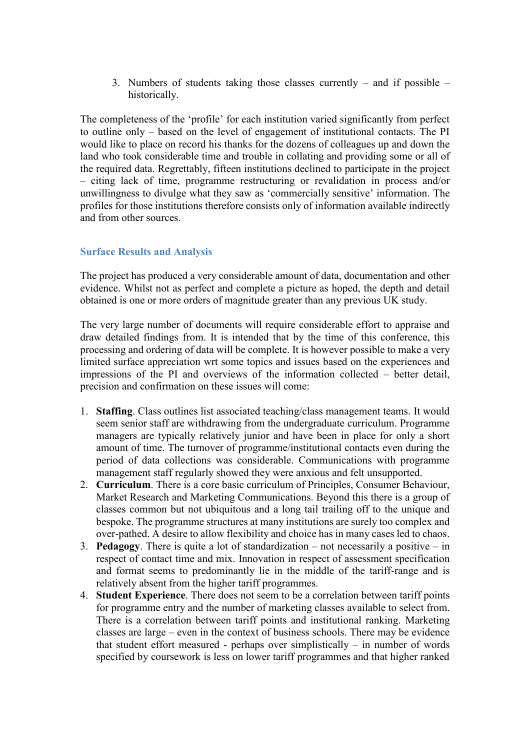3. Numbers of students taking those classes currently – and if possible – historically.

The completeness of the 'profile' for each institution varied significantly from perfect to outline only – based on the level of engagement of institutional contacts. The PI would like to place on record his thanks for the dozens of colleagues up and down the land who took considerable time and trouble in collating and providing some or all of the required data. Regrettably, fifteen institutions declined to participate in the project – citing lack of time, programme restructuring or revalidation in process and/or unwillingness to divulge what they saw as 'commercially sensitive' information. The profiles for those institutions therefore consists only of information available indirectly and from other sources.

### Surface Results and Analysis

The project has produced a very considerable amount of data, documentation and other evidence. Whilst not as perfect and complete a picture as hoped, the depth and detail obtained is one or more orders of magnitude greater than any previous UK study.

The very large number of documents will require considerable effort to appraise and draw detailed findings from. It is intended that by the time of this conference, this processing and ordering of data will be complete. It is however possible to make a very limited surface appreciation wrt some topics and issues based on the experiences and impressions of the PI and overviews of the information collected – better detail, precision and confirmation on these issues will come:

1. **Staffing**. Class outlines list associated teaching/class management teams. It would seem senior staff are withdrawing from the undergraduate curriculum. Programme managers are typically relatively junior and have been in place for only a short amount of time. The turnover of programme/institutional contacts even during the period of data collections was considerable. Communications with programme management staff regularly showed they were anxious and felt unsupported.
2. **Curriculum**. There is a core basic curriculum of Principles, Consumer Behaviour, Market Research and Marketing Communications. Beyond this there is a group of classes common but not ubiquitous and a long tail trailing off to the unique and bespoke. The programme structures at many institutions are surely too complex and over-pathed. A desire to allow flexibility and choice has in many cases led to chaos.
3. **Pedagogy**. There is quite a lot of standardization – not necessarily a positive – in respect of contact time and mix. Innovation in respect of assessment specification and format seems to predominantly lie in the middle of the tariff-range and is relatively absent from the higher tariff programmes.
4. **Student Experience**. There does not seem to be a correlation between tariff points for programme entry and the number of marketing classes available to select from. There is a correlation between tariff points and institutional ranking. Marketing classes are large – even in the context of business schools. There may be evidence that student effort measured - perhaps over simplistically – in number of words specified by coursework is less on lower tariff programmes and that higher ranked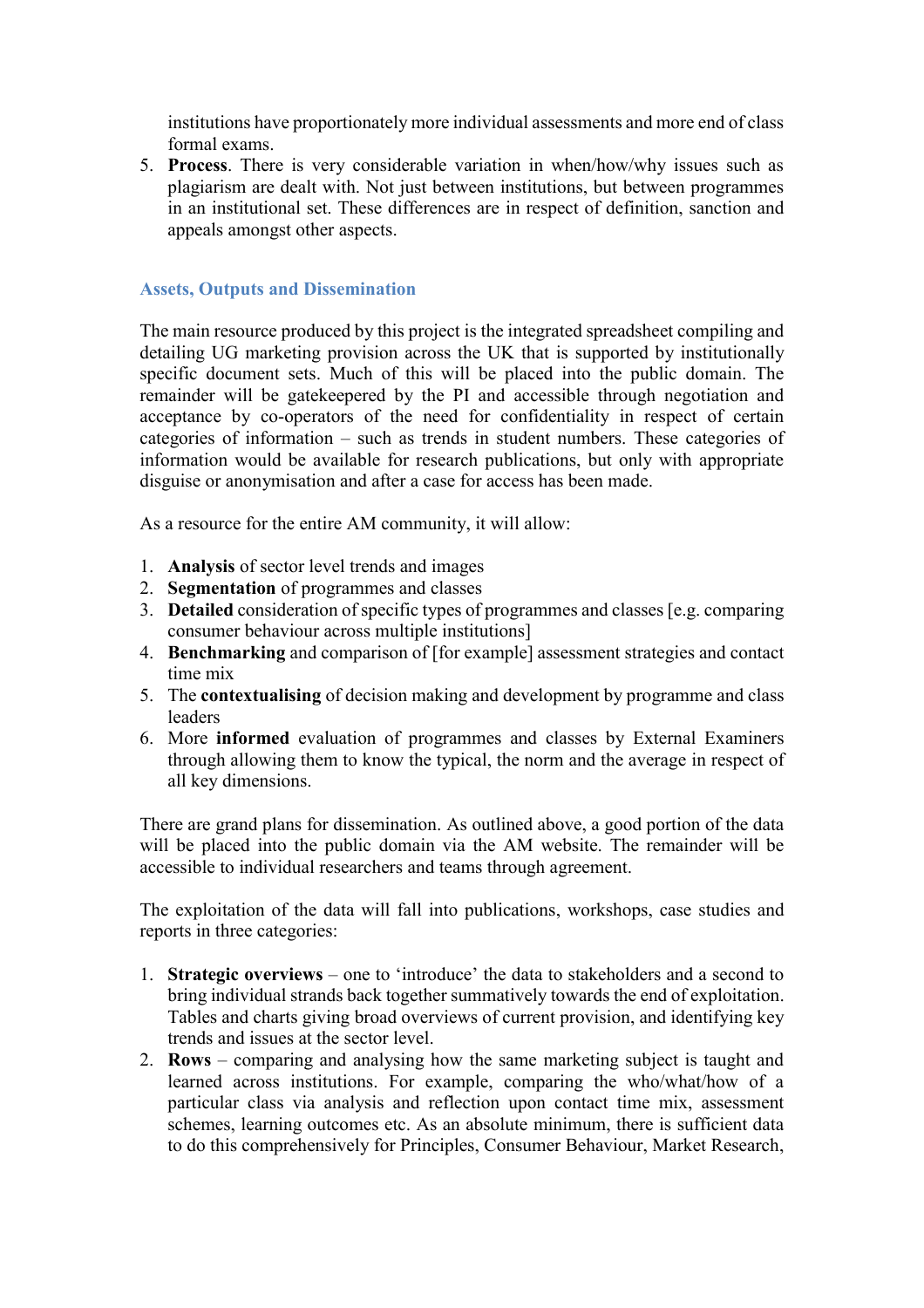institutions have proportionately more individual assessments and more end of class formal exams.

5. **Process**. There is very considerable variation in when/how/why issues such as plagiarism are dealt with. Not just between institutions, but between programmes in an institutional set. These differences are in respect of definition, sanction and appeals amongst other aspects.

### Assets, Outputs and Dissemination

The main resource produced by this project is the integrated spreadsheet compiling and detailing UG marketing provision across the UK that is supported by institutionally specific document sets. Much of this will be placed into the public domain. The remainder will be gatekeepered by the PI and accessible through negotiation and acceptance by co-operators of the need for confidentiality in respect of certain categories of information – such as trends in student numbers. These categories of information would be available for research publications, but only with appropriate disguise or anonymisation and after a case for access has been made.

As a resource for the entire AM community, it will allow:

1. **Analysis** of sector level trends and images
2. **Segmentation** of programmes and classes
3. **Detailed** consideration of specific types of programmes and classes [e.g. comparing consumer behaviour across multiple institutions]
4. **Benchmarking** and comparison of [for example] assessment strategies and contact time mix
5. The **contextualising** of decision making and development by programme and class leaders
6. More **informed** evaluation of programmes and classes by External Examiners through allowing them to know the typical, the norm and the average in respect of all key dimensions.

There are grand plans for dissemination. As outlined above, a good portion of the data will be placed into the public domain via the AM website. The remainder will be accessible to individual researchers and teams through agreement.

The exploitation of the data will fall into publications, workshops, case studies and reports in three categories:

1. **Strategic overviews** – one to 'introduce' the data to stakeholders and a second to bring individual strands back together summatively towards the end of exploitation. Tables and charts giving broad overviews of current provision, and identifying key trends and issues at the sector level.
2. **Rows** – comparing and analysing how the same marketing subject is taught and learned across institutions. For example, comparing the who/what/how of a particular class via analysis and reflection upon contact time mix, assessment schemes, learning outcomes etc. As an absolute minimum, there is sufficient data to do this comprehensively for Principles, Consumer Behaviour, Market Research,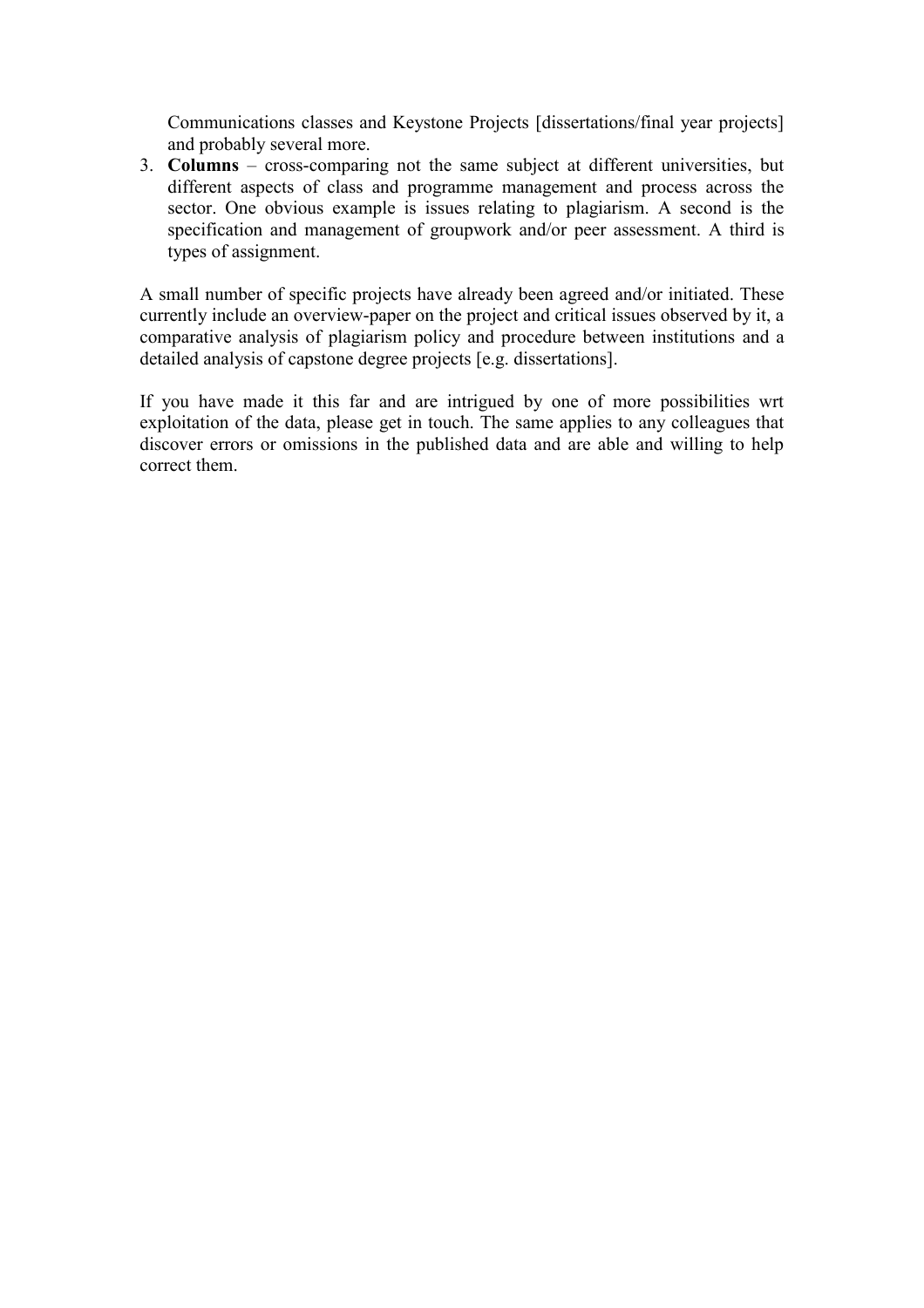Communications classes and Keystone Projects [dissertations/final year projects] and probably several more.

3. **Columns** – cross-comparing not the same subject at different universities, but different aspects of class and programme management and process across the sector. One obvious example is issues relating to plagiarism. A second is the specification and management of groupwork and/or peer assessment. A third is types of assignment.

A small number of specific projects have already been agreed and/or initiated. These currently include an overview-paper on the project and critical issues observed by it, a comparative analysis of plagiarism policy and procedure between institutions and a detailed analysis of capstone degree projects [e.g. dissertations].

If you have made it this far and are intrigued by one of more possibilities wrt exploitation of the data, please get in touch. The same applies to any colleagues that discover errors or omissions in the published data and are able and willing to help correct them.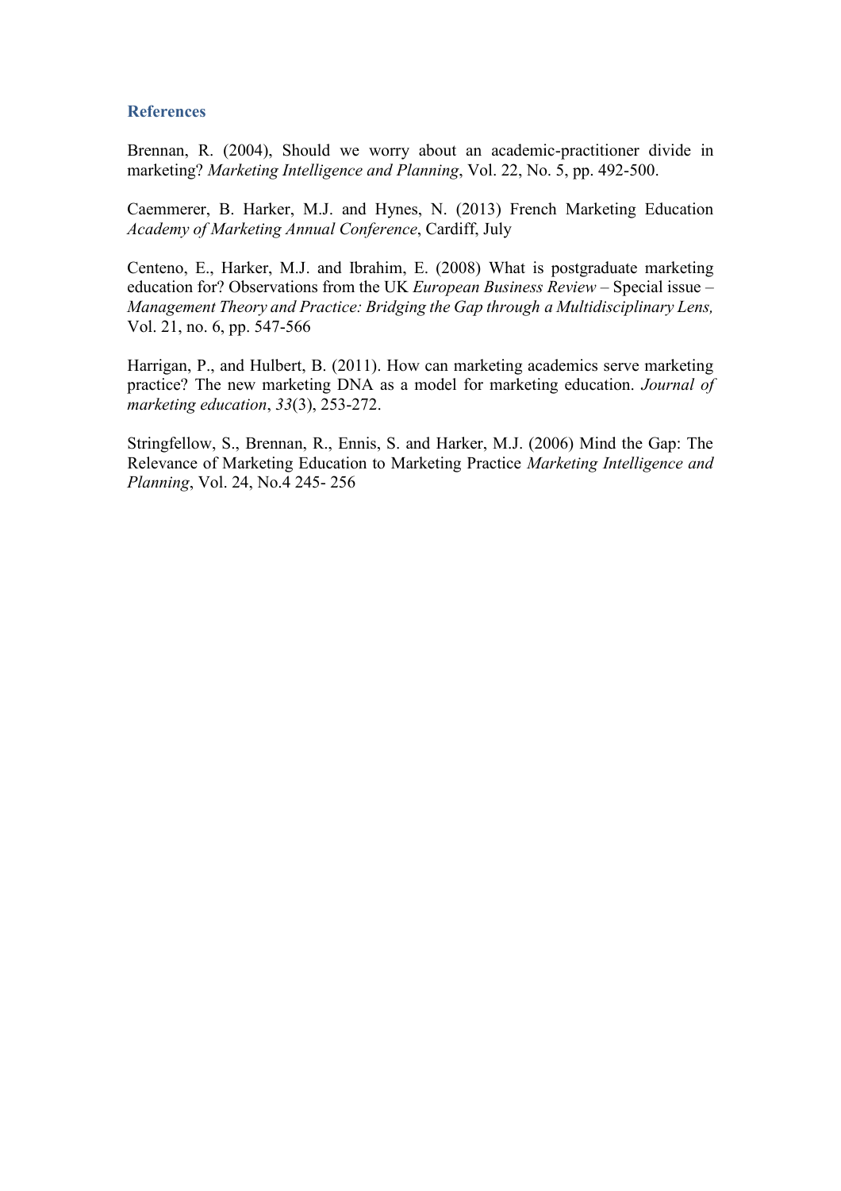## References

Brennan, R. (2004), Should we worry about an academic-practitioner divide in marketing? *Marketing Intelligence and Planning*, Vol. 22, No. 5, pp. 492-500.

Caemmerer, B. Harker, M.J. and Hynes, N. (2013) French Marketing Education *Academy of Marketing Annual Conference*, Cardiff, July

Centeno, E., Harker, M.J. and Ibrahim, E. (2008) What is postgraduate marketing education for? Observations from the UK *European Business Review* – Special issue – *Management Theory and Practice: Bridging the Gap through a Multidisciplinary Lens,* Vol. 21, no. 6, pp. 547-566

Harrigan, P., and Hulbert, B. (2011). How can marketing academics serve marketing practice? The new marketing DNA as a model for marketing education. *Journal of marketing education*, *33*(3), 253-272.

Stringfellow, S., Brennan, R., Ennis, S. and Harker, M.J. (2006) Mind the Gap: The Relevance of Marketing Education to Marketing Practice *Marketing Intelligence and Planning*, Vol. 24, No.4 245- 256